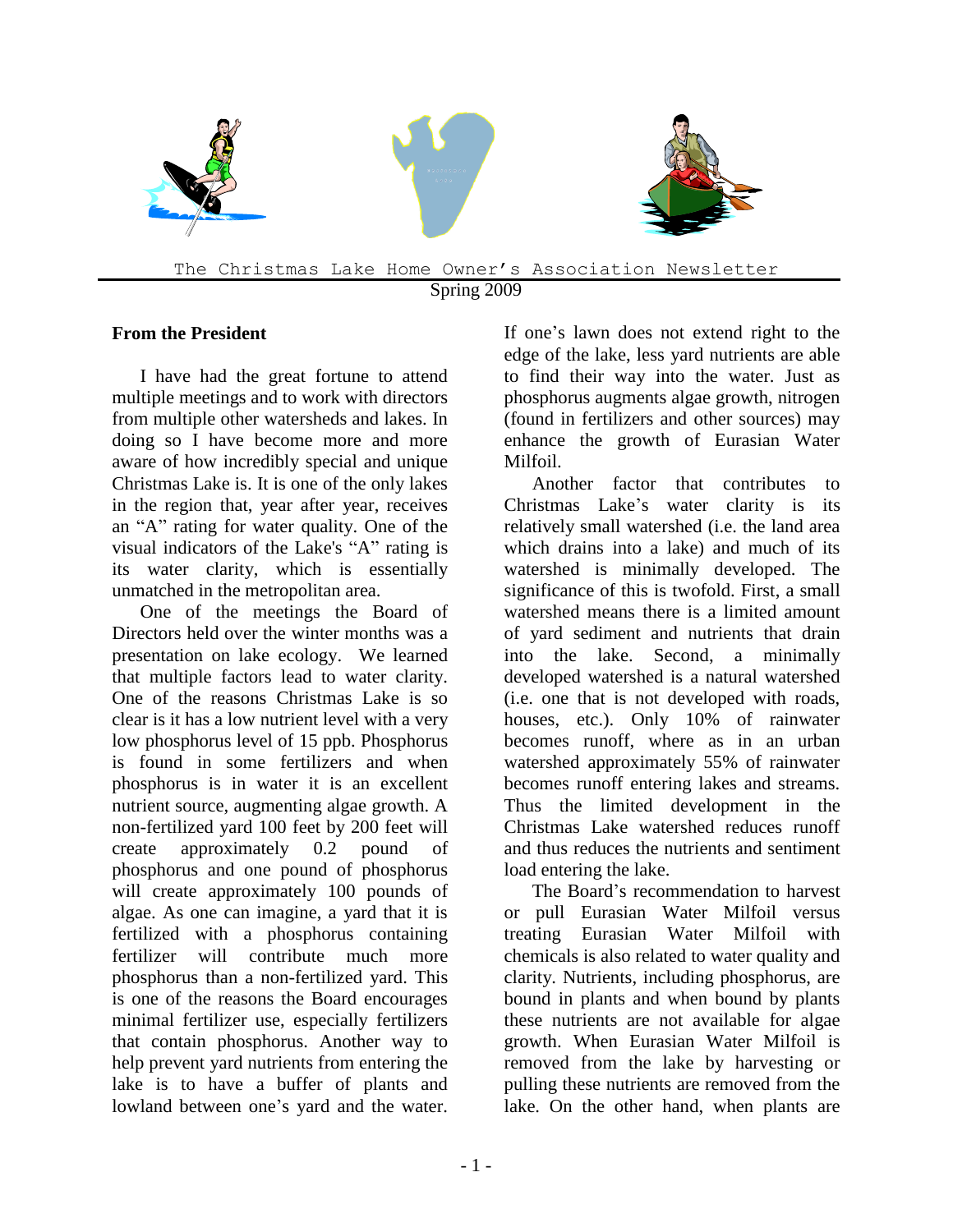The Christmas Lake Home Owner's Association Newsletter

Spring 2009

## From the President

I have had the great fortune to attend multiple meetings and to work with directors from multiple other watersheds and lakes. In doing so I have become more and more aware of how incredibly special and unique Christmas Lake is. It is one of the only lakes in the region that, year after year, receives an "A" rating for water quality. One of the visual indicators of the Lake's "A" rating is its water clarity, which is essentially unmatched in the metropolitan area.

One of the meetings the Board of Directors held over the winter months was a presentation on lake ecology. We learned that multiple factors lead to water clarity. One of the reasons Christmas Lake is so clear is it has a low nutrient level with a very low phosphorus level of 15 ppb. Phosphorus is found in some fertilizers and when phosphorus is in water it is an excellent nutrient source, augmenting algae growth. A non-fertilized yard 100 feet by 200 feet will create approximately 0.2 pound of phosphorus and one pound of phosphorus will create approximately 100 pounds of algae. As one can imagine, a yard that it is fertilized with a phosphorus containing fertilizer will contribute much more phosphorus than a non-fertilized yard. This is one of the reasons the Board encourages minimal fertilizer use, especially fertilizers that contain phosphorus. Another way to help prevent yard nutrients from entering the lake is to have a buffer of plants and lowland between one's yard and the water. If one's lawn does not extend right to the edge of the lake, less yard nutrients are able to find their way into the water. Just as phosphorus augments algae growth, nitrogen (found in fertilizers and other sources) may enhance the growth of Eurasian Water Milfoil.

Another factor that contributes to Christmas Lake's water clarity is its relatively small watershed (i.e. the land area which drains into a lake) and much of its watershed is minimally developed. The significance of this is twofold. First, a small watershed means there is a limited amount of yard sediment and nutrients that drain into the lake. Second, a minimally developed watershed is a natural watershed (i.e. one that is not developed with roads, houses, etc.). Only 10% of rainwater becomes runoff, where as in an urban watershed approximately 55% of rainwater becomes runoff entering lakes and streams. Thus the limited development in the Christmas Lake watershed reduces runoff and thus reduces the nutrients and sentiment load entering the lake.

The Board's recommendation to harvest or pull Eurasian Water Milfoil versus treating Eurasian Water Milfoil with chemicals is also related to water quality and clarity. Nutrients, including phosphorus, are bound in plants and when bound by plants these nutrients are not available for algae growth. When Eurasian Water Milfoil is removed from the lake by harvesting or pulling these nutrients are removed from the lake. On the other hand, when plants are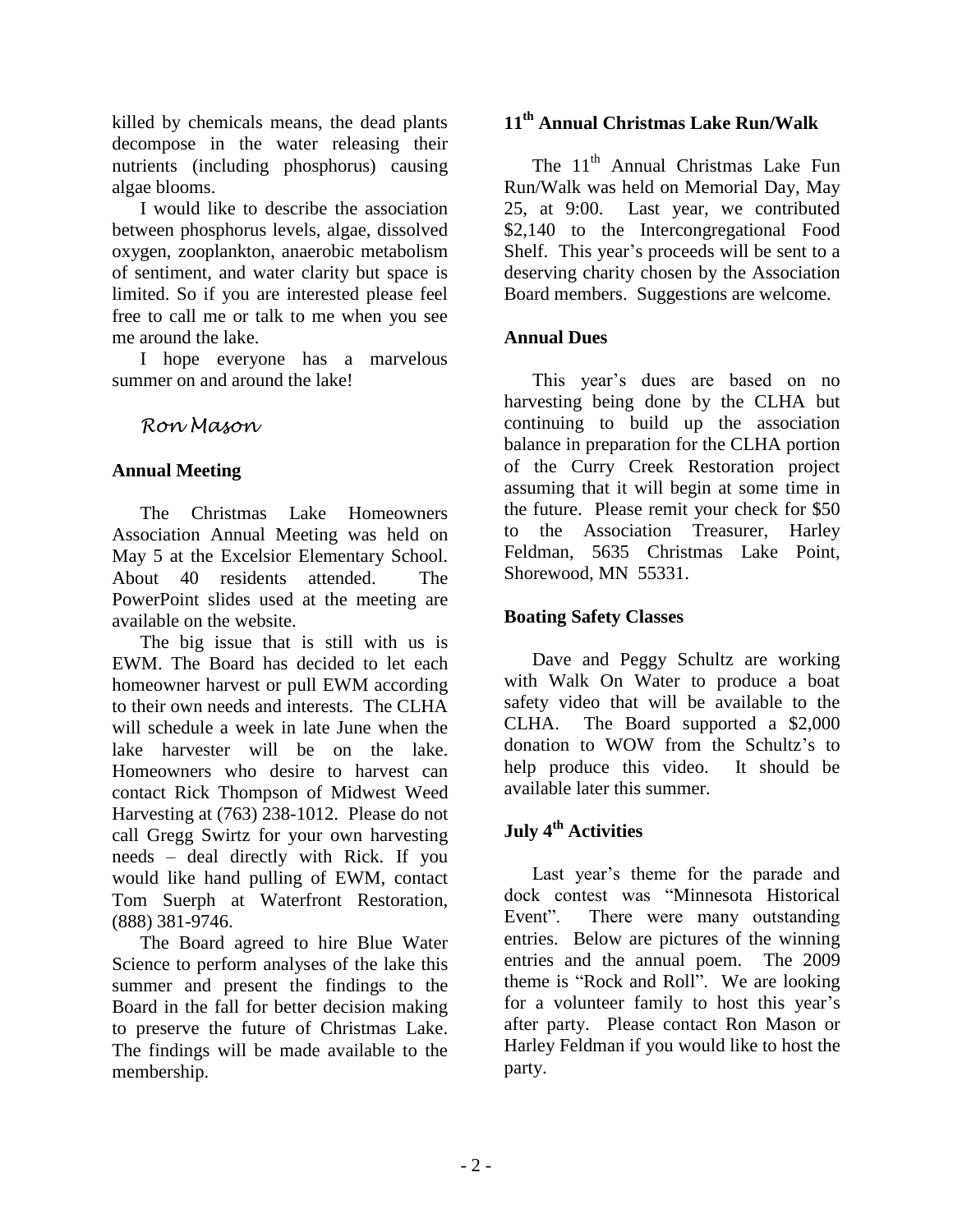killed by chemicals means, the dead plants decompose in the water releasing their nutrients (including phosphorus) causing algae blooms.

I would like to describe the association between phosphorus levels, algae, dissolved oxygen, zooplankton, anaerobic metabolism of sentiment, and water clarity but space is limited. So if you are interested please feel free to call me or talk to me when you see me around the lake.

I hope everyone has a marvelous summer on and around the lake!

*Ron Mason*

**Annual Meeting**

The Christmas Lake Homeowners Association Annual Meeting was held on May 5 at the Excelsior Elementary School. About 40 residents attended. The PowerPoint slides used at the meeting are available on the website.

The big issue that is still with us is EWM. The Board has decided to let each homeowner harvest or pull EWM according to their own needs and interests. The CLHA will schedule a week in late June when the lake harvester will be on the lake. Homeowners who desire to harvest can contact Rick Thompson of Midwest Weed Harvesting at (763) 238-1012. Please do not call Gregg Swirtz for your own harvesting needs – deal directly with Rick. If you would like hand pulling of EWM, contact Tom Suerph at Waterfront Restoration, (888) 381-9746.

The Board agreed to hire Blue Water Science to perform analyses of the lake this summer and present the findings to the Board in the fall for better decision making to preserve the future of Christmas Lake. The findings will be made available to the membership.

**11th Annual Christmas Lake Run/Walk**

The 11th Annual Christmas Lake Fun Run/Walk was held on Memorial Day, May 25, at 9:00. Last year, we contributed $2,140 to the Intercongregational Food Shelf. This year's proceeds will be sent to a deserving charity chosen by the Association Board members. Suggestions are welcome.

**Annual Dues**

This year's dues are based on no harvesting being done by the CLHA but continuing to build up the association balance in preparation for the CLHA portion of the Curry Creek Restoration project assuming that it will begin at some time in the future. Please remit your check for $50 to the Association Treasurer, Harley Feldman, 5635 Christmas Lake Point, Shorewood, MN 55331.

**Boating Safety Classes**

Dave and Peggy Schultz are working with Walk On Water to produce a boat safety video that will be available to the CLHA. The Board supported a $2,000 donation to WOW from the Schultz's to help produce this video. It should be available later this summer.

**July 4th Activities**

Last year's theme for the parade and dock contest was "Minnesota Historical Event". There were many outstanding entries. Below are pictures of the winning entries and the annual poem. The 2009 theme is "Rock and Roll". We are looking for a volunteer family to host this year's after party. Please contact Ron Mason or Harley Feldman if you would like to host the party.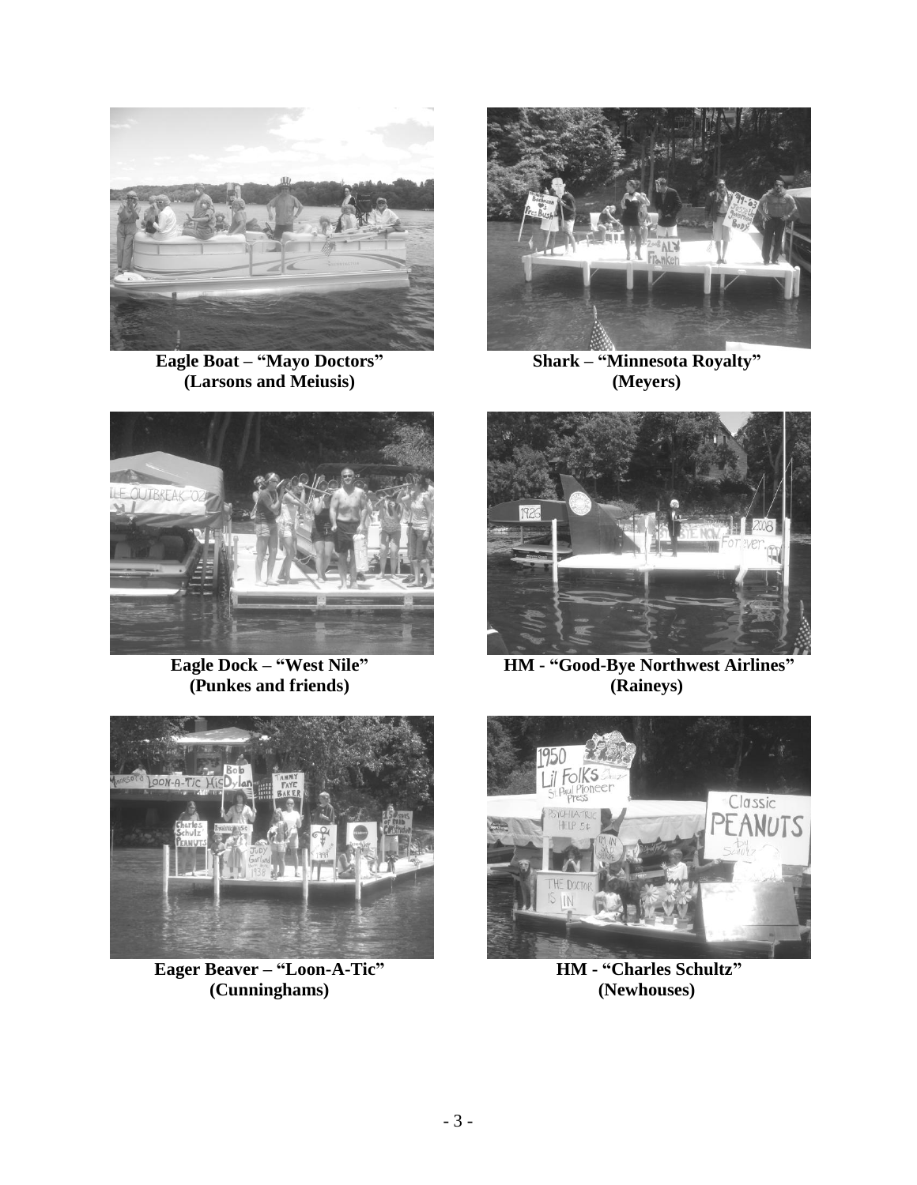**Eagle Boat – "Mayo Doctors"**
**(Larsons and Meiusis)**

**Shark – "Minnesota Royalty"**
**(Meyers)**

**Eagle Dock – "West Nile"**
**(Punkes and friends)**

**HM - "Good-Bye Northwest Airlines"**
**(Raineys)**

**Eager Beaver – "Loon-A-Tic"**
**(Cunninghams)**

**HM - "Charles Schultz"**
**(Newhouses)**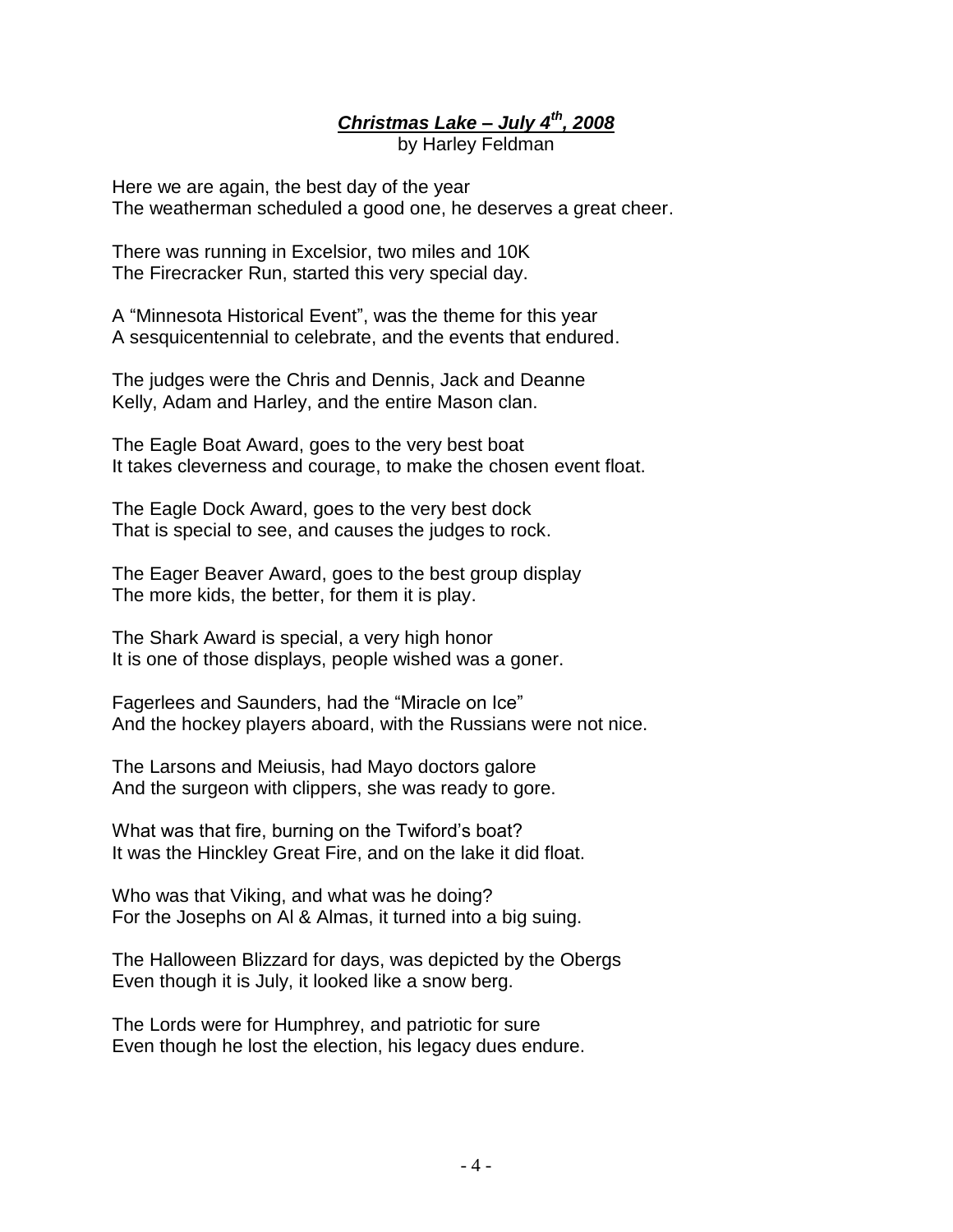## ***Christmas Lake – July 4th, 2008***

by Harley Feldman

Here we are again, the best day of the year  
The weatherman scheduled a good one, he deserves a great cheer.

There was running in Excelsior, two miles and 10K  
The Firecracker Run, started this very special day.

A "Minnesota Historical Event", was the theme for this year  
A sesquicentennial to celebrate, and the events that endured.

The judges were the Chris and Dennis, Jack and Deanne  
Kelly, Adam and Harley, and the entire Mason clan.

The Eagle Boat Award, goes to the very best boat  
It takes cleverness and courage, to make the chosen event float.

The Eagle Dock Award, goes to the very best dock  
That is special to see, and causes the judges to rock.

The Eager Beaver Award, goes to the best group display  
The more kids, the better, for them it is play.

The Shark Award is special, a very high honor  
It is one of those displays, people wished was a goner.

Fagerlees and Saunders, had the "Miracle on Ice"  
And the hockey players aboard, with the Russians were not nice.

The Larsons and Meiusis, had Mayo doctors galore  
And the surgeon with clippers, she was ready to gore.

What was that fire, burning on the Twiford's boat?  
It was the Hinckley Great Fire, and on the lake it did float.

Who was that Viking, and what was he doing?  
For the Josephs on Al & Almas, it turned into a big suing.

The Halloween Blizzard for days, was depicted by the Obergs  
Even though it is July, it looked like a snow berg.

The Lords were for Humphrey, and patriotic for sure  
Even though he lost the election, his legacy dues endure.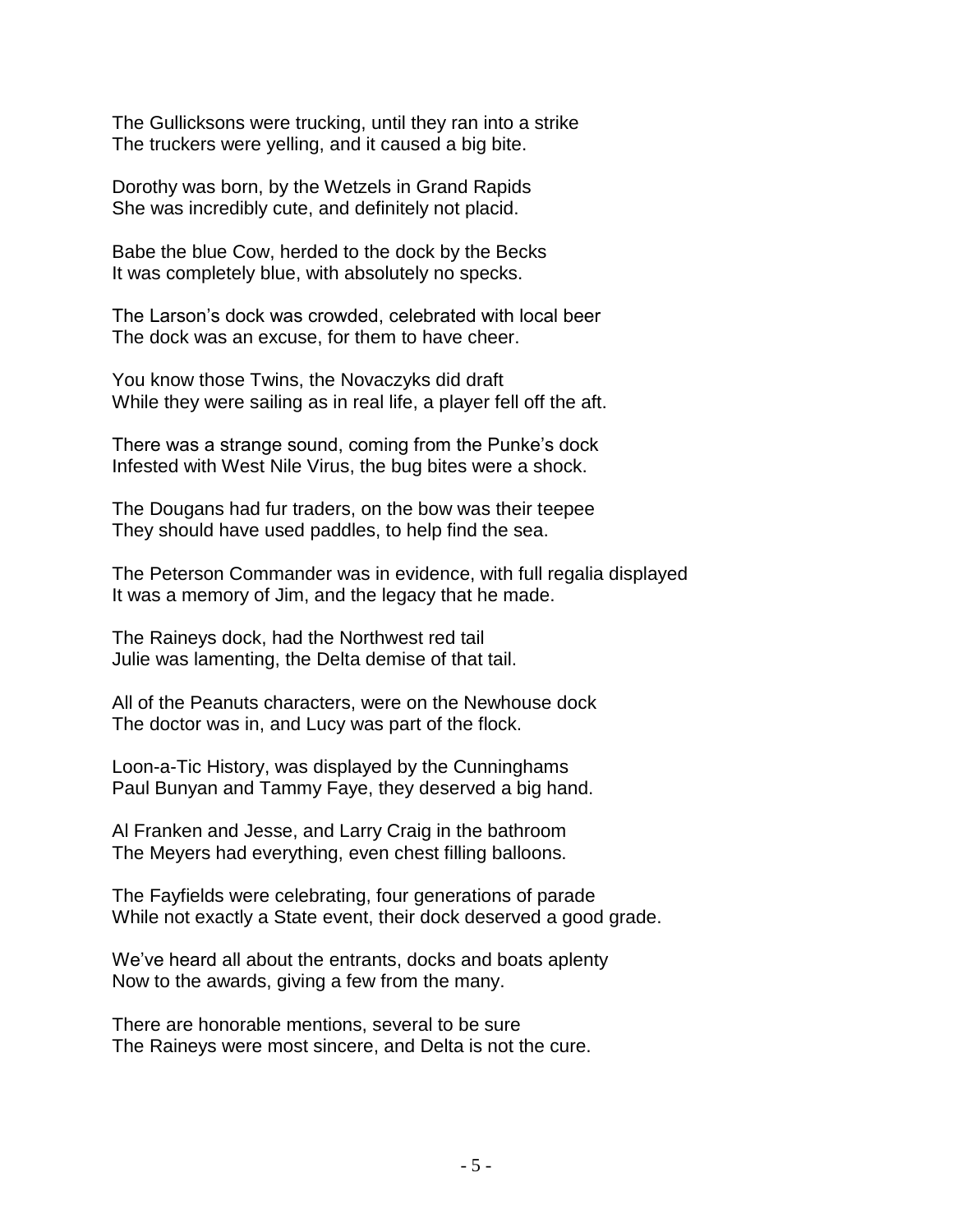The Gullicksons were trucking, until they ran into a strike
The truckers were yelling, and it caused a big bite.

Dorothy was born, by the Wetzels in Grand Rapids
She was incredibly cute, and definitely not placid.

Babe the blue Cow, herded to the dock by the Becks
It was completely blue, with absolutely no specks.

The Larson's dock was crowded, celebrated with local beer
The dock was an excuse, for them to have cheer.

You know those Twins, the Novaczyks did draft
While they were sailing as in real life, a player fell off the aft.

There was a strange sound, coming from the Punke's dock
Infested with West Nile Virus, the bug bites were a shock.

The Dougans had fur traders, on the bow was their teepee
They should have used paddles, to help find the sea.

The Peterson Commander was in evidence, with full regalia displayed
It was a memory of Jim, and the legacy that he made.

The Raineys dock, had the Northwest red tail
Julie was lamenting, the Delta demise of that tail.

All of the Peanuts characters, were on the Newhouse dock
The doctor was in, and Lucy was part of the flock.

Loon-a-Tic History, was displayed by the Cunninghams
Paul Bunyan and Tammy Faye, they deserved a big hand.

Al Franken and Jesse, and Larry Craig in the bathroom
The Meyers had everything, even chest filling balloons.

The Fayfields were celebrating, four generations of parade
While not exactly a State event, their dock deserved a good grade.

We've heard all about the entrants, docks and boats aplenty
Now to the awards, giving a few from the many.

There are honorable mentions, several to be sure
The Raineys were most sincere, and Delta is not the cure.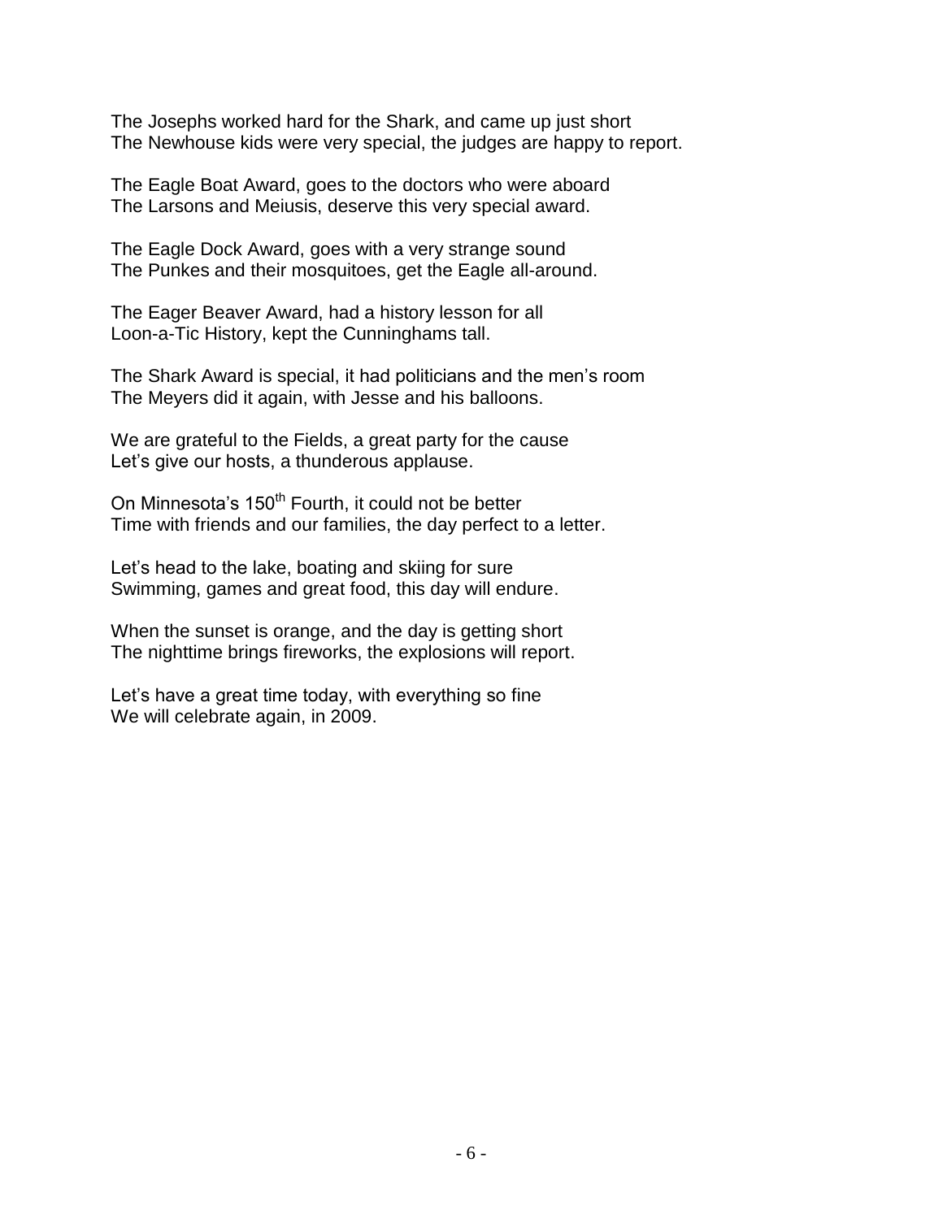The Josephs worked hard for the Shark, and came up just short
The Newhouse kids were very special, the judges are happy to report.

The Eagle Boat Award, goes to the doctors who were aboard
The Larsons and Meiusis, deserve this very special award.

The Eagle Dock Award, goes with a very strange sound
The Punkes and their mosquitoes, get the Eagle all-around.

The Eager Beaver Award, had a history lesson for all
Loon-a-Tic History, kept the Cunninghams tall.

The Shark Award is special, it had politicians and the men's room
The Meyers did it again, with Jesse and his balloons.

We are grateful to the Fields, a great party for the cause
Let's give our hosts, a thunderous applause.

On Minnesota's 150th Fourth, it could not be better
Time with friends and our families, the day perfect to a letter.

Let's head to the lake, boating and skiing for sure
Swimming, games and great food, this day will endure.

When the sunset is orange, and the day is getting short
The nighttime brings fireworks, the explosions will report.

Let's have a great time today, with everything so fine
We will celebrate again, in 2009.